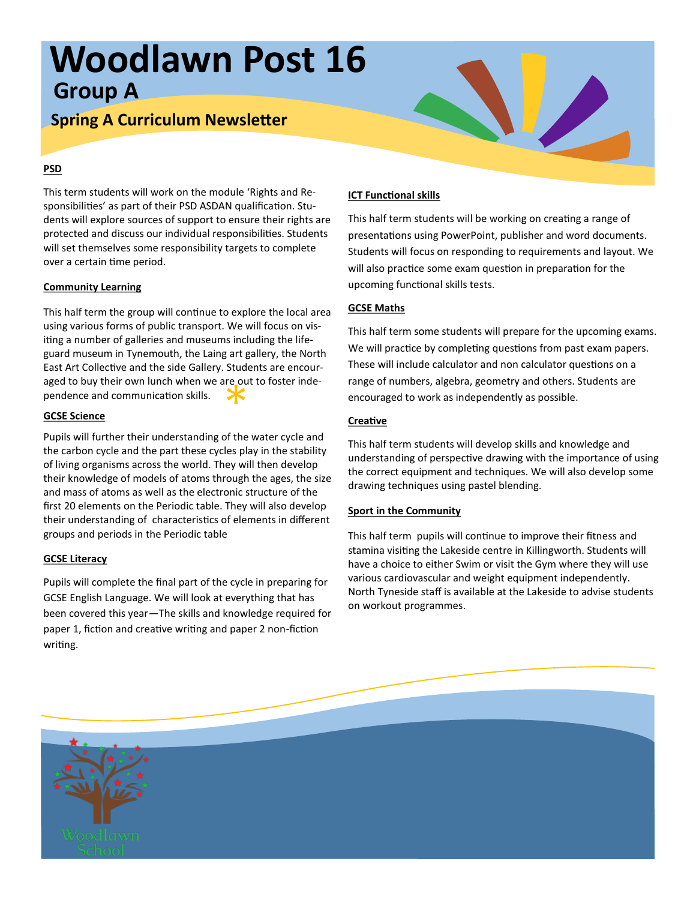# Woodlawn Post 16

## Group A

### Spring A Curriculum Newsletter

**PSD**

This term students will work on the module 'Rights and Responsibilities' as part of their PSD ASDAN qualification. Students will explore sources of support to ensure their rights are protected and discuss our individual responsibilities. Students will set themselves some responsibility targets to complete over a certain time period.

**Community Learning**

This half term the group will continue to explore the local area using various forms of public transport. We will focus on visiting a number of galleries and museums including the lifeguard museum in Tynemouth, the Laing art gallery, the North East Art Collective and the side Gallery. Students are encouraged to buy their own lunch when we are out to foster independence and communication skills.

**GCSE Science**

Pupils will further their understanding of the water cycle and the carbon cycle and the part these cycles play in the stability of living organisms across the world. They will then develop their knowledge of models of atoms through the ages, the size and mass of atoms as well as the electronic structure of the first 20 elements on the Periodic table. They will also develop their understanding of characteristics of elements in different groups and periods in the Periodic table

**GCSE Literacy**

Pupils will complete the final part of the cycle in preparing for GCSE English Language. We will look at everything that has been covered this year—The skills and knowledge required for paper 1, fiction and creative writing and paper 2 non-fiction writing.

**ICT Functional skills**

This half term students will be working on creating a range of presentations using PowerPoint, publisher and word documents. Students will focus on responding to requirements and layout. We will also practice some exam question in preparation for the upcoming functional skills tests.

**GCSE Maths**

This half term some students will prepare for the upcoming exams. We will practice by completing questions from past exam papers. These will include calculator and non calculator questions on a range of numbers, algebra, geometry and others. Students are encouraged to work as independently as possible.

**Creative**

This half term students will develop skills and knowledge and understanding of perspective drawing with the importance of using the correct equipment and techniques. We will also develop some drawing techniques using pastel blending.

**Sport in the Community**

This half term pupils will continue to improve their fitness and stamina visiting the Lakeside centre in Killingworth. Students will have a choice to either Swim or visit the Gym where they will use various cardiovascular and weight equipment independently. North Tyneside staff is available at the Lakeside to advise students on workout programmes.

Woodlawn School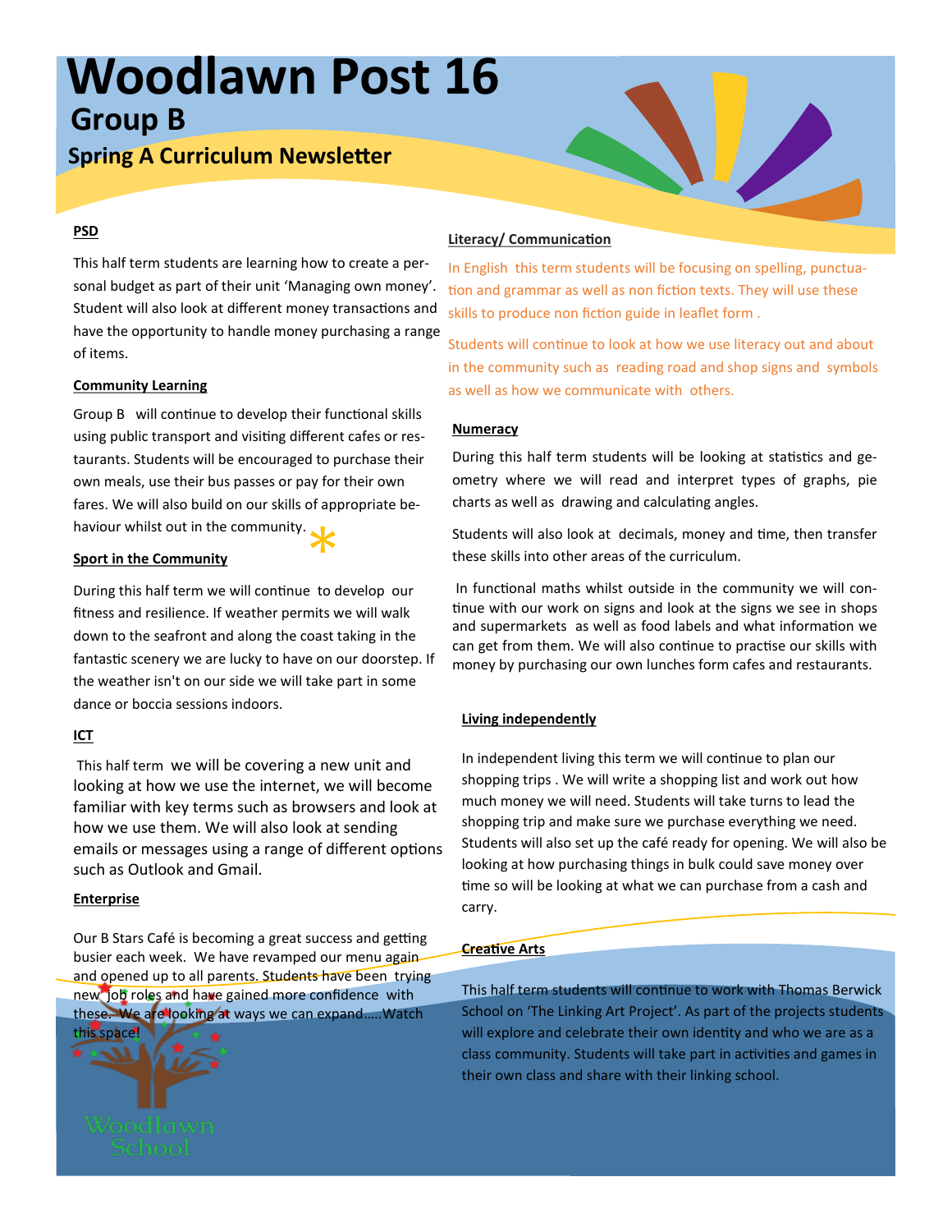# Woodlawn Post 16

## Group B

### Spring A Curriculum Newsletter

**PSD**

This half term students are learning how to create a personal budget as part of their unit 'Managing own money'. Student will also look at different money transactions and have the opportunity to handle money purchasing a range of items.

**Community Learning**

Group B will continue to develop their functional skills using public transport and visiting different cafes or restaurants. Students will be encouraged to purchase their own meals, use their bus passes or pay for their own fares. We will also build on our skills of appropriate behaviour whilst out in the community.

**Sport in the Community**

During this half term we will continue to develop our fitness and resilience. If weather permits we will walk down to the seafront and along the coast taking in the fantastic scenery we are lucky to have on our doorstep. If the weather isn't on our side we will take part in some dance or boccia sessions indoors.

**ICT**

This half term we will be covering a new unit and looking at how we use the internet, we will become familiar with key terms such as browsers and look at how we use them. We will also look at sending emails or messages using a range of different options such as Outlook and Gmail.

**Enterprise**

Our B Stars Café is becoming a great success and getting busier each week. We have revamped our menu again and opened up to all parents. Students have been trying new job roles and have gained more confidence with these. We are looking at ways we can expand…..Watch this space!

**Literacy/ Communication**

In English this term students will be focusing on spelling, punctuation and grammar as well as non fiction texts. They will use these skills to produce non fiction guide in leaflet form .

Students will continue to look at how we use literacy out and about in the community such as reading road and shop signs and symbols as well as how we communicate with others.

**Numeracy**

During this half term students will be looking at statistics and geometry where we will read and interpret types of graphs, pie charts as well as drawing and calculating angles.

Students will also look at decimals, money and time, then transfer these skills into other areas of the curriculum.

In functional maths whilst outside in the community we will continue with our work on signs and look at the signs we see in shops and supermarkets as well as food labels and what information we can get from them. We will also continue to practise our skills with money by purchasing our own lunches form cafes and restaurants.

**Living independently**

In independent living this term we will continue to plan our shopping trips . We will write a shopping list and work out how much money we will need. Students will take turns to lead the shopping trip and make sure we purchase everything we need. Students will also set up the café ready for opening. We will also be looking at how purchasing things in bulk could save money over time so will be looking at what we can purchase from a cash and carry.

**Creative Arts**

This half term students will continue to work with Thomas Berwick School on 'The Linking Art Project'. As part of the projects students will explore and celebrate their own identity and who we are as a class community. Students will take part in activities and games in their own class and share with their linking school.

Woodlawn School